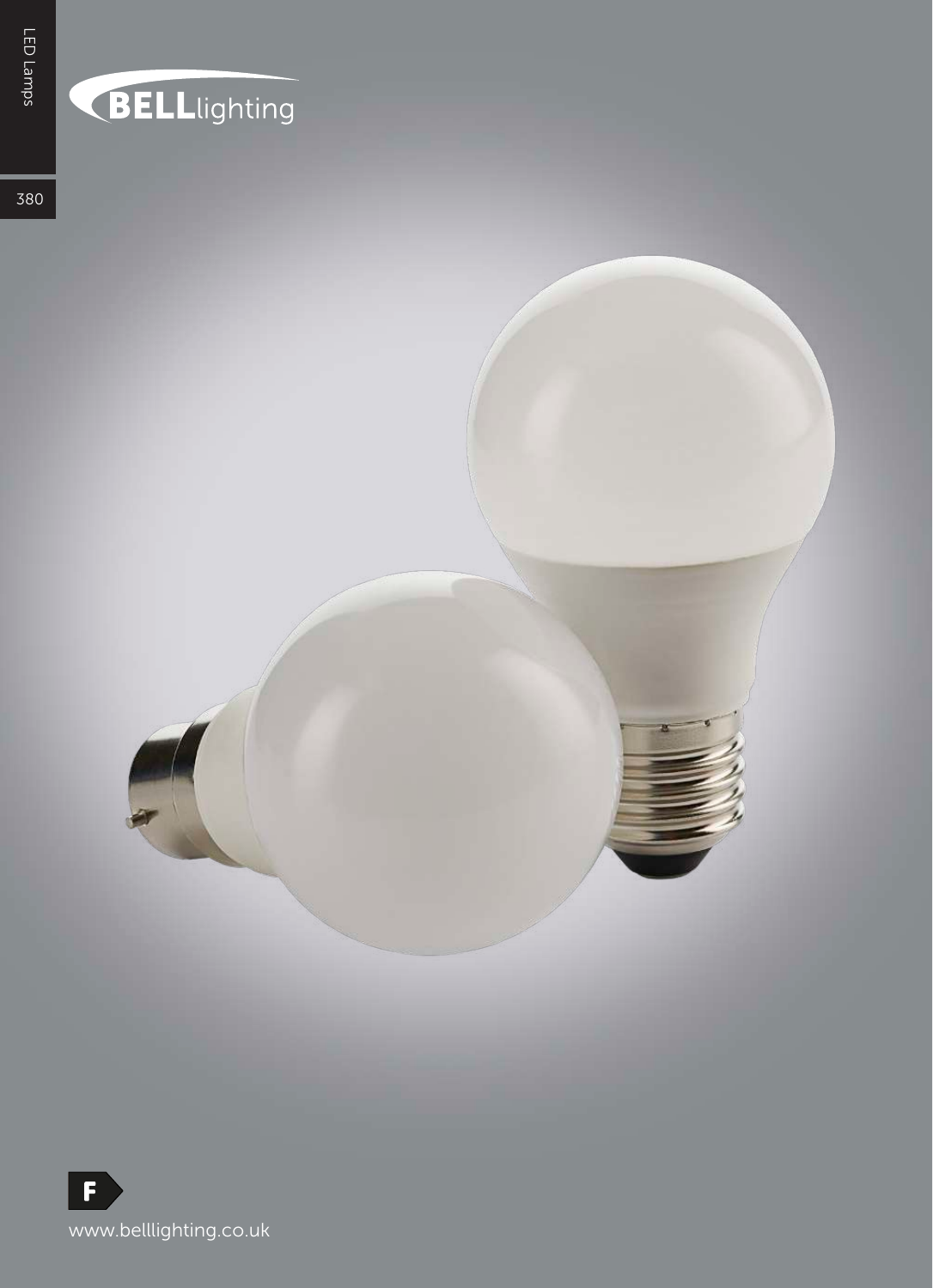BELLlighting

F

www.belllighting.co.uk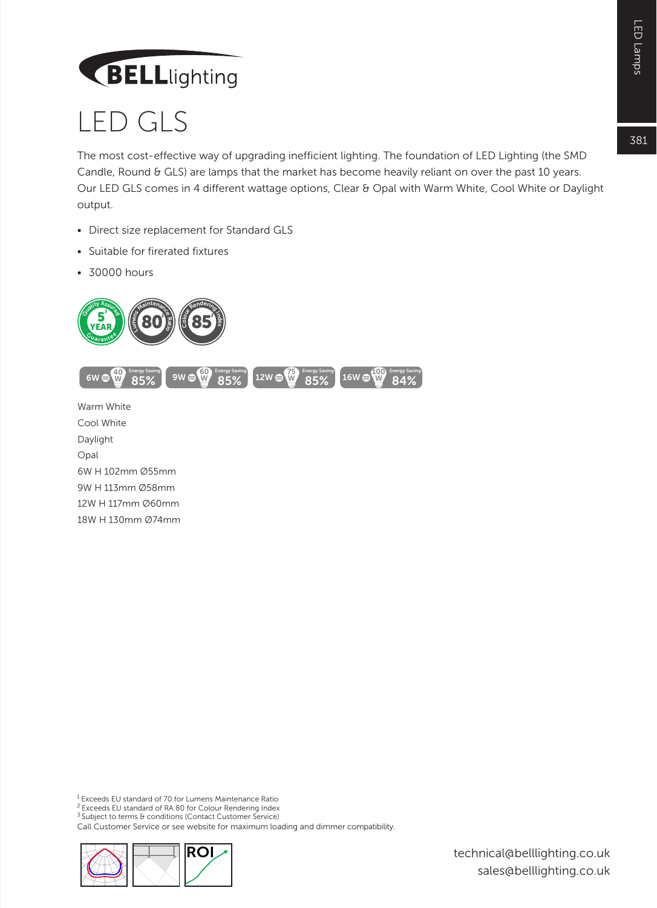# LED GLS

The most cost-effective way of upgrading inefficient lighting. The foundation of LED Lighting (the SMD Candle, Round & GLS) are lamps that the market has become heavily reliant on over the past 10 years. Our LED GLS comes in 4 different wattage options, Clear & Opal with Warm White, Cool White or Daylight output.

- Direct size replacement for Standard GLS
- Suitable for firerated fixtures
- 30000 hours

5 YEAR Quality Assured Guarantee[3] | 80 Lumens Maintenance Ratio[1] | 85 Colour Rendering Index[2]

6W = 40W Energy Saving 85% | 9W = 60W Energy Saving 85% | 12W = 75W Energy Saving 85% | 16W = 100W Energy Saving 84%

Warm White
Cool White
Daylight
Opal
6W H 102mm Ø55mm
9W H 113mm Ø58mm
12W H 117mm Ø60mm
18W H 130mm Ø74mm

[1] Exceeds EU standard of 70 for Lumens Maintenance Ratio
[2] Exceeds EU standard of RA 80 for Colour Rendering Index
[3] Subject to terms & conditions (Contact Customer Service)
Call Customer Service or see website for maximum loading and dimmer compatibility.

ROI

technical@belllighting.co.uk
sales@belllighting.co.uk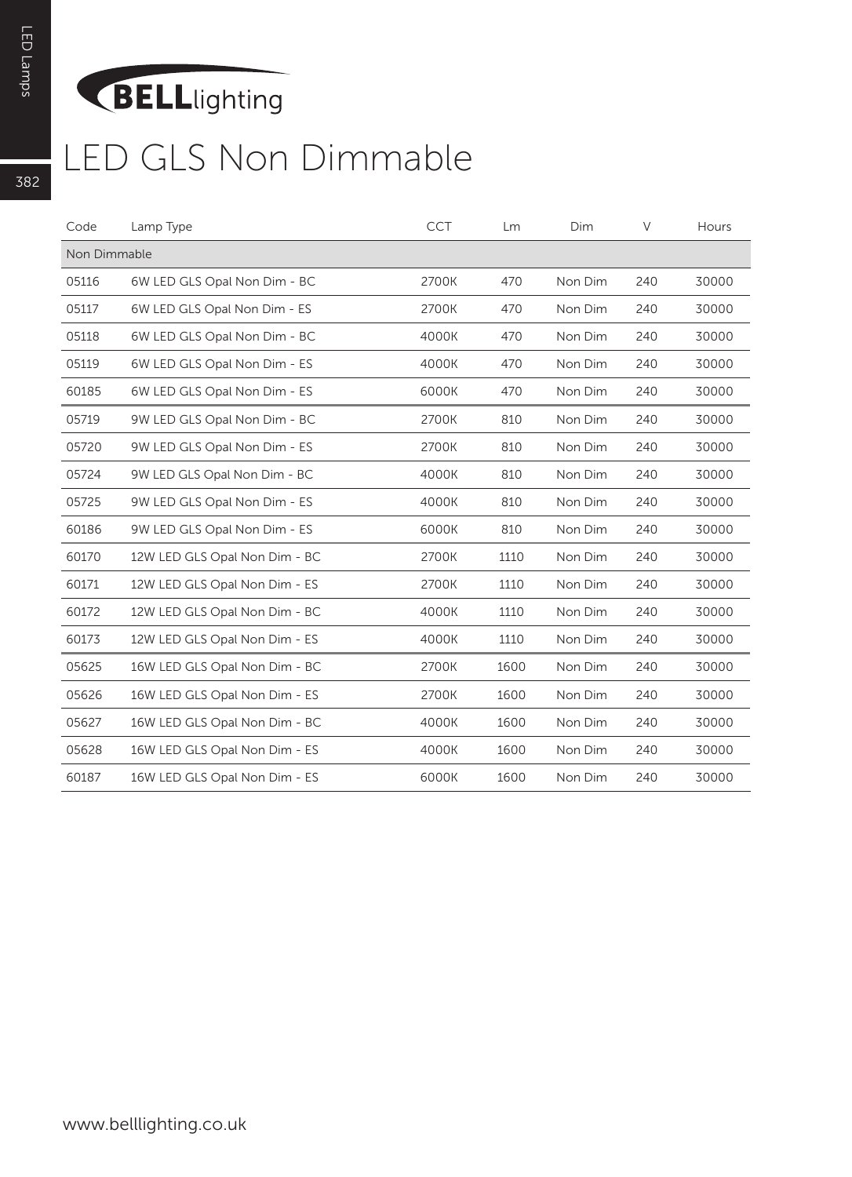# LED GLS Non Dimmable

| Code | Lamp Type | CCT | Lm | Dim | V | Hours |
|---|---|---|---|---|---|---|
| Non Dimmable | | | | | | |
| 05116 | 6W LED GLS Opal Non Dim - BC | 2700K | 470 | Non Dim | 240 | 30000 |
| 05117 | 6W LED GLS Opal Non Dim - ES | 2700K | 470 | Non Dim | 240 | 30000 |
| 05118 | 6W LED GLS Opal Non Dim - BC | 4000K | 470 | Non Dim | 240 | 30000 |
| 05119 | 6W LED GLS Opal Non Dim - ES | 4000K | 470 | Non Dim | 240 | 30000 |
| 60185 | 6W LED GLS Opal Non Dim - ES | 6000K | 470 | Non Dim | 240 | 30000 |
| 05719 | 9W LED GLS Opal Non Dim - BC | 2700K | 810 | Non Dim | 240 | 30000 |
| 05720 | 9W LED GLS Opal Non Dim - ES | 2700K | 810 | Non Dim | 240 | 30000 |
| 05724 | 9W LED GLS Opal Non Dim - BC | 4000K | 810 | Non Dim | 240 | 30000 |
| 05725 | 9W LED GLS Opal Non Dim - ES | 4000K | 810 | Non Dim | 240 | 30000 |
| 60186 | 9W LED GLS Opal Non Dim - ES | 6000K | 810 | Non Dim | 240 | 30000 |
| 60170 | 12W LED GLS Opal Non Dim - BC | 2700K | 1110 | Non Dim | 240 | 30000 |
| 60171 | 12W LED GLS Opal Non Dim - ES | 2700K | 1110 | Non Dim | 240 | 30000 |
| 60172 | 12W LED GLS Opal Non Dim - BC | 4000K | 1110 | Non Dim | 240 | 30000 |
| 60173 | 12W LED GLS Opal Non Dim - ES | 4000K | 1110 | Non Dim | 240 | 30000 |
| 05625 | 16W LED GLS Opal Non Dim - BC | 2700K | 1600 | Non Dim | 240 | 30000 |
| 05626 | 16W LED GLS Opal Non Dim - ES | 2700K | 1600 | Non Dim | 240 | 30000 |
| 05627 | 16W LED GLS Opal Non Dim - BC | 4000K | 1600 | Non Dim | 240 | 30000 |
| 05628 | 16W LED GLS Opal Non Dim - ES | 4000K | 1600 | Non Dim | 240 | 30000 |
| 60187 | 16W LED GLS Opal Non Dim - ES | 6000K | 1600 | Non Dim | 240 | 30000 |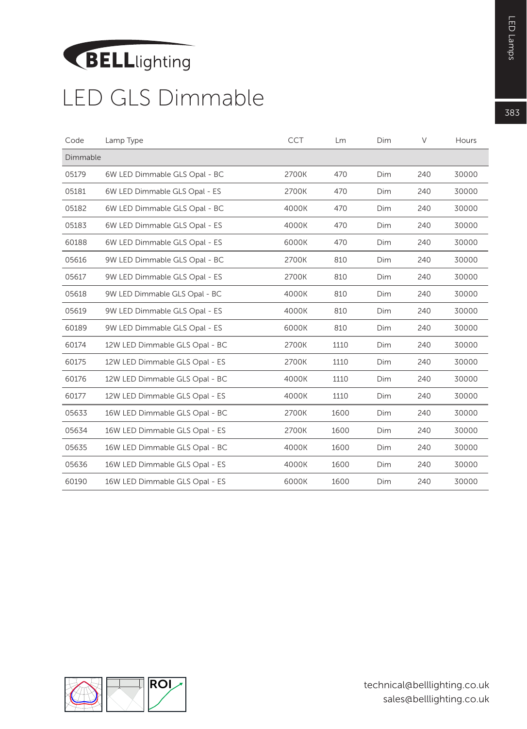BELLlighting

# LED GLS Dimmable

| Code | Lamp Type | CCT | Lm | Dim | V | Hours |
|---|---|---|---|---|---|---|
| Dimmable | | | | | | |
| 05179 | 6W LED Dimmable GLS Opal - BC | 2700K | 470 | Dim | 240 | 30000 |
| 05181 | 6W LED Dimmable GLS Opal - ES | 2700K | 470 | Dim | 240 | 30000 |
| 05182 | 6W LED Dimmable GLS Opal - BC | 4000K | 470 | Dim | 240 | 30000 |
| 05183 | 6W LED Dimmable GLS Opal - ES | 4000K | 470 | Dim | 240 | 30000 |
| 60188 | 6W LED Dimmable GLS Opal - ES | 6000K | 470 | Dim | 240 | 30000 |
| 05616 | 9W LED Dimmable GLS Opal - BC | 2700K | 810 | Dim | 240 | 30000 |
| 05617 | 9W LED Dimmable GLS Opal - ES | 2700K | 810 | Dim | 240 | 30000 |
| 05618 | 9W LED Dimmable GLS Opal - BC | 4000K | 810 | Dim | 240 | 30000 |
| 05619 | 9W LED Dimmable GLS Opal - ES | 4000K | 810 | Dim | 240 | 30000 |
| 60189 | 9W LED Dimmable GLS Opal - ES | 6000K | 810 | Dim | 240 | 30000 |
| 60174 | 12W LED Dimmable GLS Opal - BC | 2700K | 1110 | Dim | 240 | 30000 |
| 60175 | 12W LED Dimmable GLS Opal - ES | 2700K | 1110 | Dim | 240 | 30000 |
| 60176 | 12W LED Dimmable GLS Opal - BC | 4000K | 1110 | Dim | 240 | 30000 |
| 60177 | 12W LED Dimmable GLS Opal - ES | 4000K | 1110 | Dim | 240 | 30000 |
| 05633 | 16W LED Dimmable GLS Opal - BC | 2700K | 1600 | Dim | 240 | 30000 |
| 05634 | 16W LED Dimmable GLS Opal - ES | 2700K | 1600 | Dim | 240 | 30000 |
| 05635 | 16W LED Dimmable GLS Opal - BC | 4000K | 1600 | Dim | 240 | 30000 |
| 05636 | 16W LED Dimmable GLS Opal - ES | 4000K | 1600 | Dim | 240 | 30000 |
| 60190 | 16W LED Dimmable GLS Opal - ES | 6000K | 1600 | Dim | 240 | 30000 |

technical@belllighting.co.uk
sales@belllighting.co.uk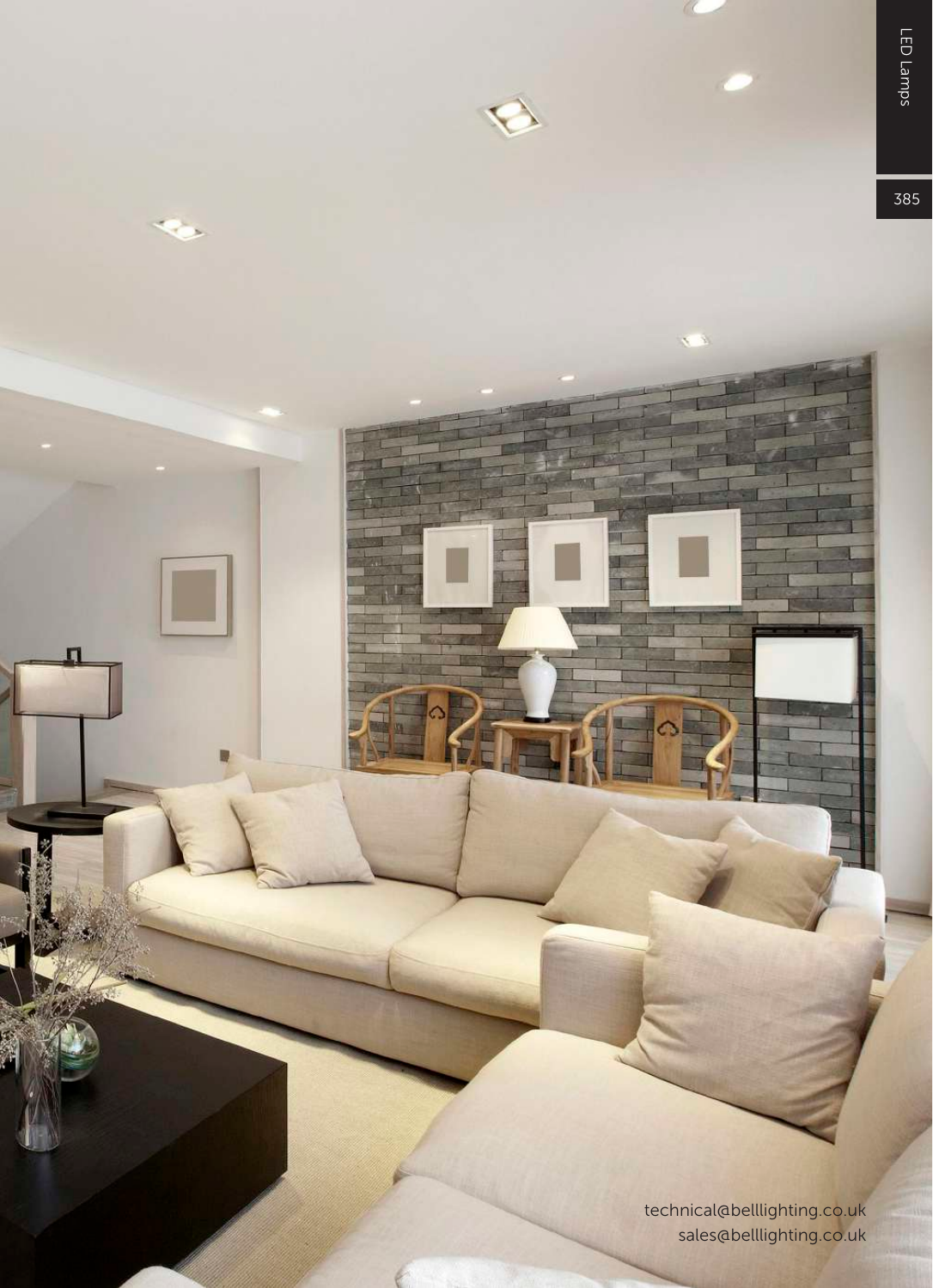technical@belllighting.co.uk
sales@belllighting.co.uk